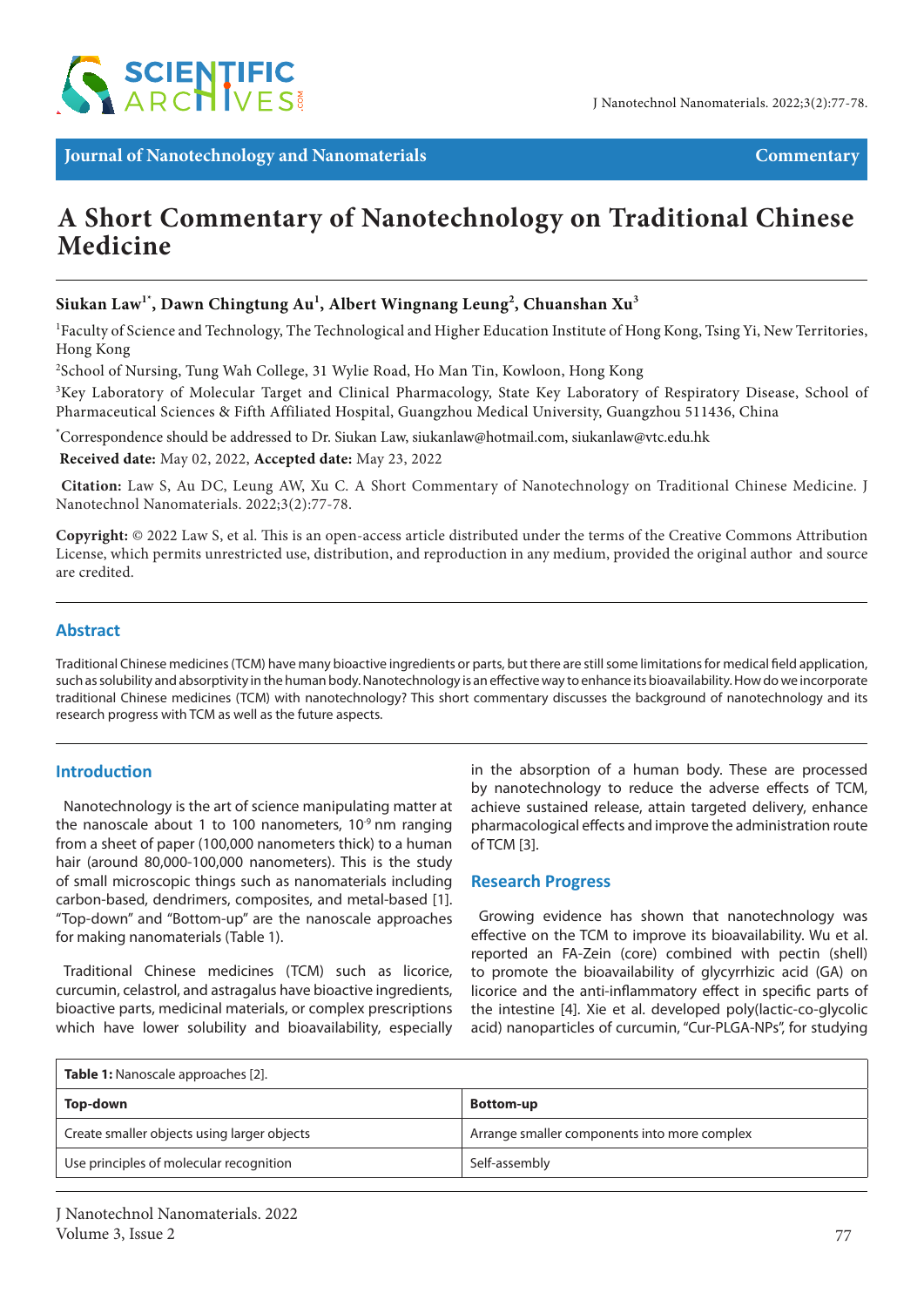Journal of Nanotechnology and Nanomaterials

Commentary

# A Short Commentary of Nanotechnology on Traditional Chinese Medicine

**Siukan Law[1*], Dawn Chingtung Au[1], Albert Wingnang Leung[2], Chuanshan Xu[3]**

[1]Faculty of Science and Technology, The Technological and Higher Education Institute of Hong Kong, Tsing Yi, New Territories, Hong Kong

[2]School of Nursing, Tung Wah College, 31 Wylie Road, Ho Man Tin, Kowloon, Hong Kong

[3]Key Laboratory of Molecular Target and Clinical Pharmacology, State Key Laboratory of Respiratory Disease, School of Pharmaceutical Sciences & Fifth Affiliated Hospital, Guangzhou Medical University, Guangzhou 511436, China

[*]Correspondence should be addressed to Dr. Siukan Law, siukanlaw@hotmail.com, siukanlaw@vtc.edu.hk

**Received date:** May 02, 2022, **Accepted date:** May 23, 2022

**Citation:** Law S, Au DC, Leung AW, Xu C. A Short Commentary of Nanotechnology on Traditional Chinese Medicine. J Nanotechnol Nanomaterials. 2022;3(2):77-78.

**Copyright:** © 2022 Law S, et al. This is an open-access article distributed under the terms of the Creative Commons Attribution License, which permits unrestricted use, distribution, and reproduction in any medium, provided the original author and source are credited.

## Abstract

Traditional Chinese medicines (TCM) have many bioactive ingredients or parts, but there are still some limitations for medical field application, such as solubility and absorptivity in the human body. Nanotechnology is an effective way to enhance its bioavailability. How do we incorporate traditional Chinese medicines (TCM) with nanotechnology? This short commentary discusses the background of nanotechnology and its research progress with TCM as well as the future aspects.

## Introduction

Nanotechnology is the art of science manipulating matter at the nanoscale about 1 to 100 nanometers, $10^{-9}$ nm ranging from a sheet of paper (100,000 nanometers thick) to a human hair (around 80,000-100,000 nanometers). This is the study of small microscopic things such as nanomaterials including carbon-based, dendrimers, composites, and metal-based [1]. "Top-down" and "Bottom-up" are the nanoscale approaches for making nanomaterials (Table 1).

Traditional Chinese medicines (TCM) such as licorice, curcumin, celastrol, and astragalus have bioactive ingredients, bioactive parts, medicinal materials, or complex prescriptions which have lower solubility and bioavailability, especially in the absorption of a human body. These are processed by nanotechnology to reduce the adverse effects of TCM, achieve sustained release, attain targeted delivery, enhance pharmacological effects and improve the administration route of TCM [3].

## Research Progress

Growing evidence has shown that nanotechnology was effective on the TCM to improve its bioavailability. Wu et al. reported an FA-Zein (core) combined with pectin (shell) to promote the bioavailability of glycyrrhizic acid (GA) on licorice and the anti-inflammatory effect in specific parts of the intestine [4]. Xie et al. developed poly(lactic-co-glycolic acid) nanoparticles of curcumin, "Cur-PLGA-NPs", for studying

**Table 1:** Nanoscale approaches [2].

| Top-down | Bottom-up |
|---|---|
| Create smaller objects using larger objects | Arrange smaller components into more complex |
| Use principles of molecular recognition | Self-assembly |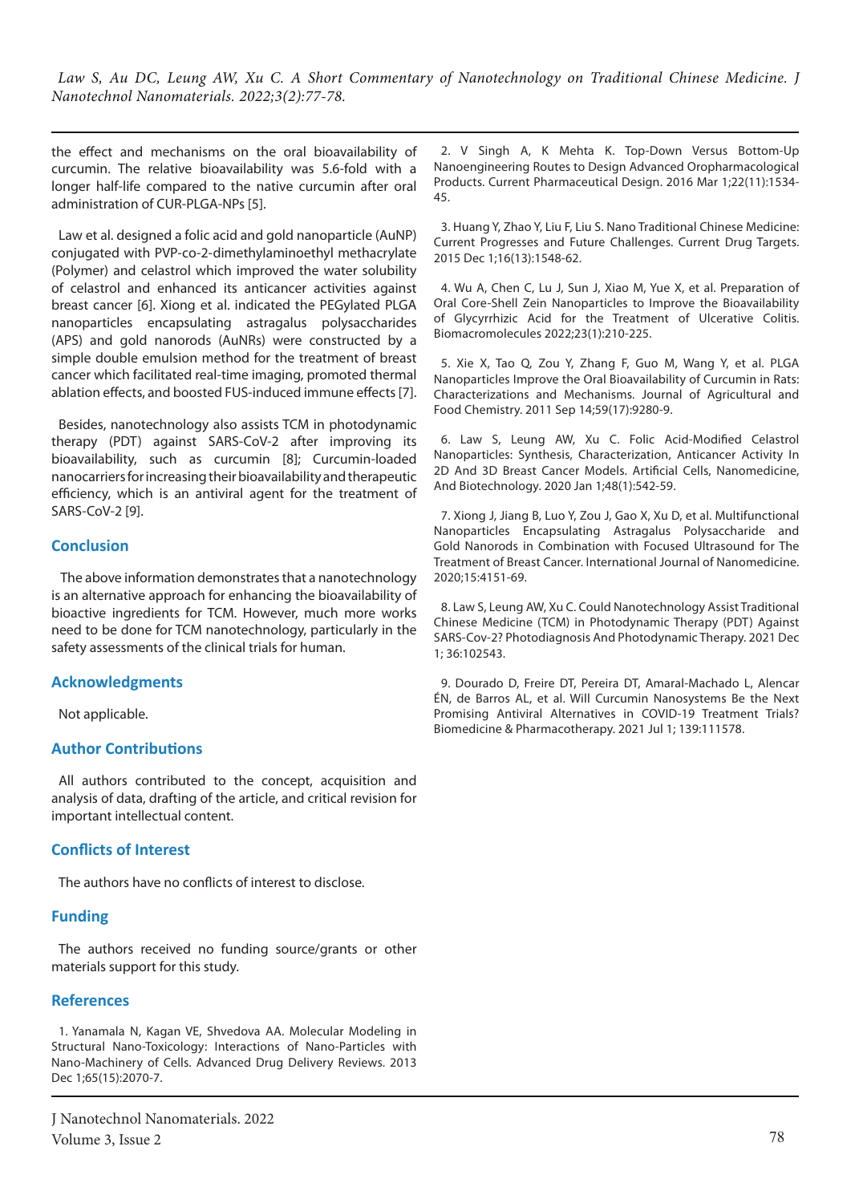the effect and mechanisms on the oral bioavailability of curcumin. The relative bioavailability was 5.6-fold with a longer half-life compared to the native curcumin after oral administration of CUR-PLGA-NPs [5].

Law et al. designed a folic acid and gold nanoparticle (AuNP) conjugated with PVP-co-2-dimethylaminoethyl methacrylate (Polymer) and celastrol which improved the water solubility of celastrol and enhanced its anticancer activities against breast cancer [6]. Xiong et al. indicated the PEGylated PLGA nanoparticles encapsulating astragalus polysaccharides (APS) and gold nanorods (AuNRs) were constructed by a simple double emulsion method for the treatment of breast cancer which facilitated real-time imaging, promoted thermal ablation effects, and boosted FUS-induced immune effects [7].

Besides, nanotechnology also assists TCM in photodynamic therapy (PDT) against SARS-CoV-2 after improving its bioavailability, such as curcumin [8]; Curcumin-loaded nanocarriers for increasing their bioavailability and therapeutic efficiency, which is an antiviral agent for the treatment of SARS-CoV-2 [9].

## Conclusion

The above information demonstrates that a nanotechnology is an alternative approach for enhancing the bioavailability of bioactive ingredients for TCM. However, much more works need to be done for TCM nanotechnology, particularly in the safety assessments of the clinical trials for human.

## Acknowledgments

Not applicable.

## Author Contributions

All authors contributed to the concept, acquisition and analysis of data, drafting of the article, and critical revision for important intellectual content.

## Conflicts of Interest

The authors have no conflicts of interest to disclose.

## Funding

The authors received no funding source/grants or other materials support for this study.

## References

1. Yanamala N, Kagan VE, Shvedova AA. Molecular Modeling in Structural Nano-Toxicology: Interactions of Nano-Particles with Nano-Machinery of Cells. Advanced Drug Delivery Reviews. 2013 Dec 1;65(15):2070-7.

2. V Singh A, K Mehta K. Top-Down Versus Bottom-Up Nanoengineering Routes to Design Advanced Oropharmacological Products. Current Pharmaceutical Design. 2016 Mar 1;22(11):1534-45.

3. Huang Y, Zhao Y, Liu F, Liu S. Nano Traditional Chinese Medicine: Current Progresses and Future Challenges. Current Drug Targets. 2015 Dec 1;16(13):1548-62.

4. Wu A, Chen C, Lu J, Sun J, Xiao M, Yue X, et al. Preparation of Oral Core-Shell Zein Nanoparticles to Improve the Bioavailability of Glycyrrhizic Acid for the Treatment of Ulcerative Colitis. Biomacromolecules 2022;23(1):210-225.

5. Xie X, Tao Q, Zou Y, Zhang F, Guo M, Wang Y, et al. PLGA Nanoparticles Improve the Oral Bioavailability of Curcumin in Rats: Characterizations and Mechanisms. Journal of Agricultural and Food Chemistry. 2011 Sep 14;59(17):9280-9.

6. Law S, Leung AW, Xu C. Folic Acid-Modified Celastrol Nanoparticles: Synthesis, Characterization, Anticancer Activity In 2D And 3D Breast Cancer Models. Artificial Cells, Nanomedicine, And Biotechnology. 2020 Jan 1;48(1):542-59.

7. Xiong J, Jiang B, Luo Y, Zou J, Gao X, Xu D, et al. Multifunctional Nanoparticles Encapsulating Astragalus Polysaccharide and Gold Nanorods in Combination with Focused Ultrasound for The Treatment of Breast Cancer. International Journal of Nanomedicine. 2020;15:4151-69.

8. Law S, Leung AW, Xu C. Could Nanotechnology Assist Traditional Chinese Medicine (TCM) in Photodynamic Therapy (PDT) Against SARS-Cov-2? Photodiagnosis And Photodynamic Therapy. 2021 Dec 1; 36:102543.

9. Dourado D, Freire DT, Pereira DT, Amaral-Machado L, Alencar ÉN, de Barros AL, et al. Will Curcumin Nanosystems Be the Next Promising Antiviral Alternatives in COVID-19 Treatment Trials? Biomedicine & Pharmacotherapy. 2021 Jul 1; 139:111578.